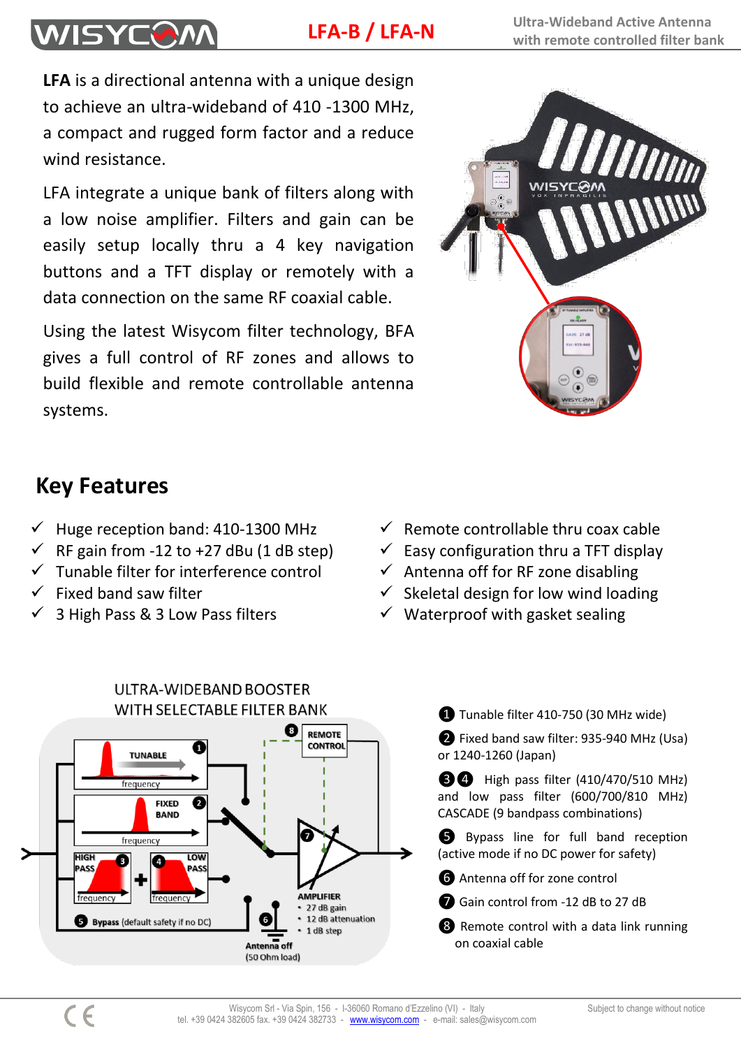# LFA-B / LFA-N

Ultra-Wideband Active Antenna with remote controlled filter bank

**LFA** is a directional antenna with a unique design to achieve an ultra-wideband of 410 -1300 MHz, a compact and rugged form factor and a reduce wind resistance.

LFA integrate a unique bank of filters along with a low noise amplifier. Filters and gain can be easily setup locally thru a 4 key navigation buttons and a TFT display or remotely with a data connection on the same RF coaxial cable.

Using the latest Wisycom filter technology, BFA gives a full control of RF zones and allows to build flexible and remote controllable antenna systems.

## Key Features

- ✓ Huge reception band: 410-1300 MHz
- ✓ RF gain from -12 to +27 dBu (1 dB step)
- ✓ Tunable filter for interference control
- ✓ Fixed band saw filter
- ✓ 3 High Pass & 3 Low Pass filters
- ✓ Remote controllable thru coax cable
- ✓ Easy configuration thru a TFT display
- ✓ Antenna off for RF zone disabling
- ✓ Skeletal design for low wind loading
- ✓ Waterproof with gasket sealing

ULTRA-WIDEBAND BOOSTER WITH SELECTABLE FILTER BANK

1. Tunable filter 410-750 (30 MHz wide)
2. Fixed band saw filter: 935-940 MHz (Usa) or 1240-1260 (Japan)
3. 4. High pass filter (410/470/510 MHz) and low pass filter (600/700/810 MHz) CASCADE (9 bandpass combinations)
5. Bypass line for full band reception (active mode if no DC power for safety)
6. Antenna off for zone control
7. Gain control from -12 dB to 27 dB
8. Remote control with a data link running on coaxial cable

Wisycom Srl - Via Spin, 156 - I-36060 Romano d'Ezzelino (VI) - Italy
tel. +39 0424 382605 fax. +39 0424 382733 - www.wisycom.com - e-mail: sales@wisycom.com

Subject to change without notice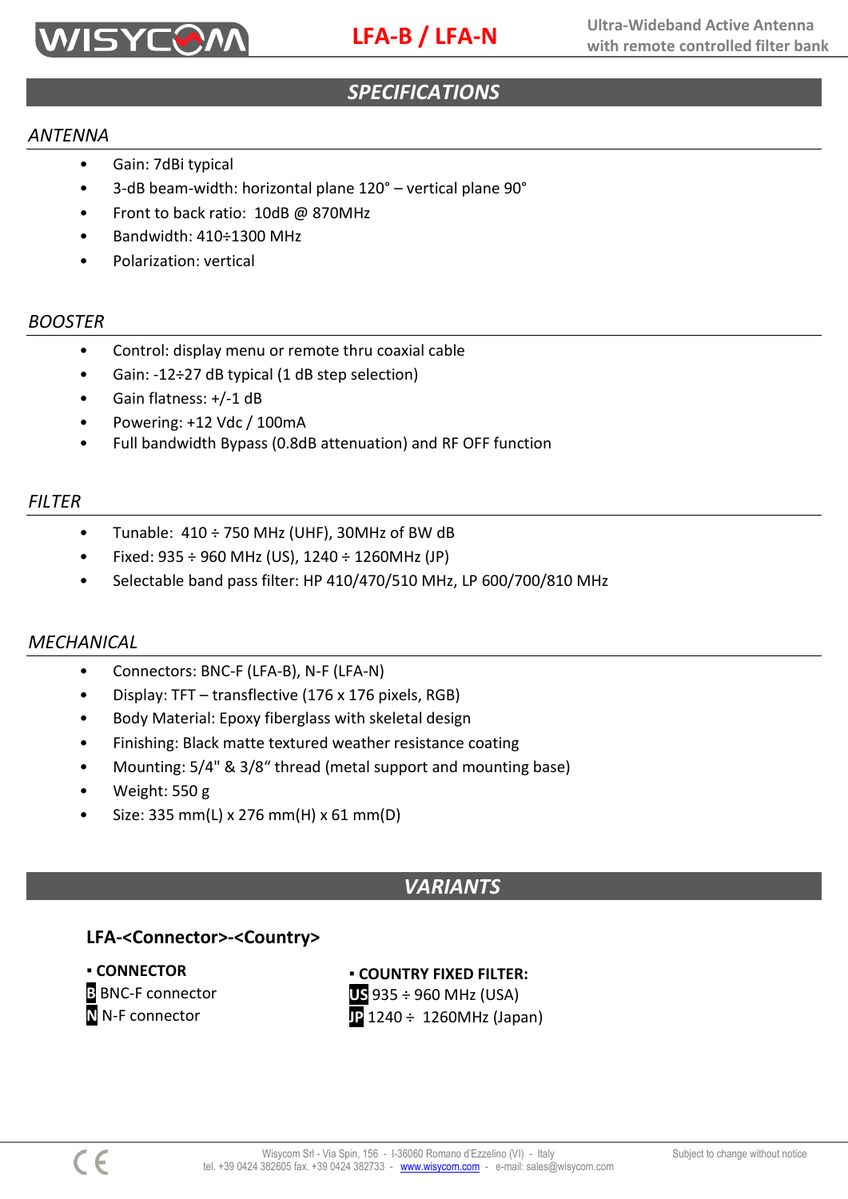## SPECIFICATIONS

### *ANTENNA*

- Gain: 7dBi typical
- 3-dB beam-width: horizontal plane 120° – vertical plane 90°
- Front to back ratio: 10dB @ 870MHz
- Bandwidth: 410÷1300 MHz
- Polarization: vertical

### *BOOSTER*

- Control: display menu or remote thru coaxial cable
- Gain: -12÷27 dB typical (1 dB step selection)
- Gain flatness: +/-1 dB
- Powering: +12 Vdc / 100mA
- Full bandwidth Bypass (0.8dB attenuation) and RF OFF function

### *FILTER*

- Tunable: 410 ÷ 750 MHz (UHF), 30MHz of BW dB
- Fixed: 935 ÷ 960 MHz (US), 1240 ÷ 1260MHz (JP)
- Selectable band pass filter: HP 410/470/510 MHz, LP 600/700/810 MHz

### *MECHANICAL*

- Connectors: BNC-F (LFA-B), N-F (LFA-N)
- Display: TFT – transflective (176 x 176 pixels, RGB)
- Body Material: Epoxy fiberglass with skeletal design
- Finishing: Black matte textured weather resistance coating
- Mounting: 5/4" & 3/8" thread (metal support and mounting base)
- Weight: 550 g
- Size: 335 mm(L) x 276 mm(H) x 61 mm(D)

## VARIANTS

**LFA-<Connector>-<Country>**

**▪ CONNECTOR**

**B** BNC-F connector
**N** N-F connector

**▪ COUNTRY FIXED FILTER:**

**US** 935 ÷ 960 MHz (USA)
**JP** 1240 ÷ 1260MHz (Japan)

Wisycom Srl - Via Spin, 156 - I-36060 Romano d'Ezzelino (VI) - Italy
tel. +39 0424 382605 fax. +39 0424 382733 - www.wisycom.com - e-mail: sales@wisycom.com

Subject to change without notice